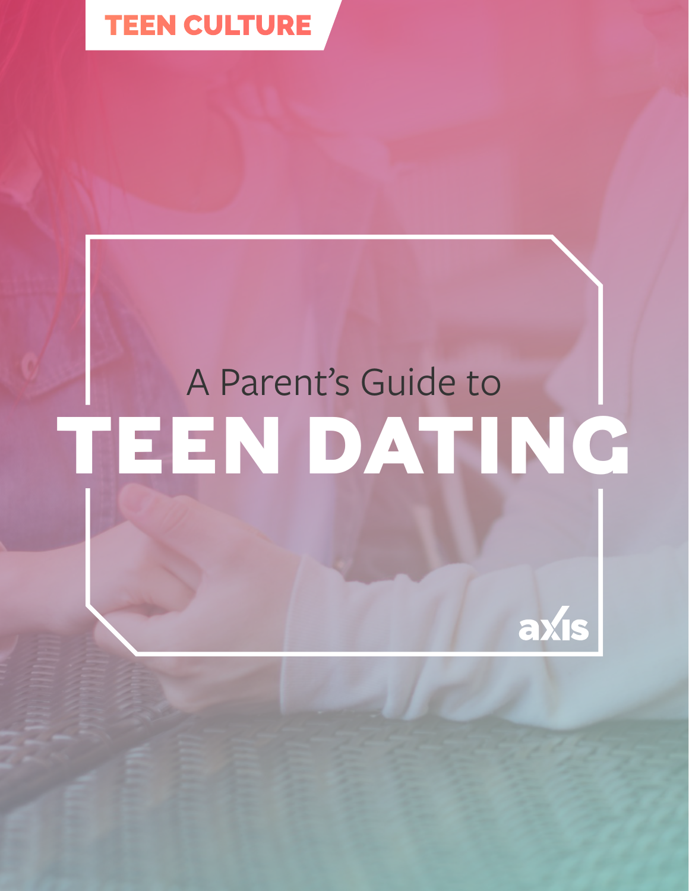TEEN CULTURE

A Parent's Guide to

# TEEN DATING

axis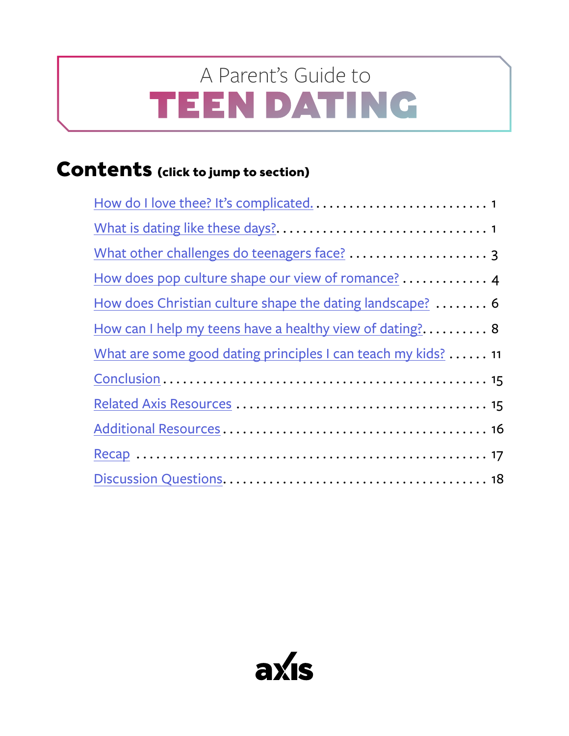# A Parent's Guide to TEEN DATING

## Contents (click to jump to section)

- How do I love thee? It's complicated. . . . . . . . . . . . . . . . . . . . . . . . . . . . 1
- What is dating like these days? . . . . . . . . . . . . . . . . . . . . . . . . . . . . . . . . 1
- What other challenges do teenagers face? . . . . . . . . . . . . . . . . . . . . . . 3
- How does pop culture shape our view of romance? . . . . . . . . . . . . . 4
- How does Christian culture shape the dating landscape? . . . . . . . . 6
- How can I help my teens have a healthy view of dating? . . . . . . . . . . 8
- What are some good dating principles I can teach my kids? . . . . . . 11
- Conclusion . . . . . . . . . . . . . . . . . . . . . . . . . . . . . . . . . . . . . . . . . . . . . . . 15
- Related Axis Resources . . . . . . . . . . . . . . . . . . . . . . . . . . . . . . . . . . . . 15
- Additional Resources . . . . . . . . . . . . . . . . . . . . . . . . . . . . . . . . . . . . . . 16
- Recap . . . . . . . . . . . . . . . . . . . . . . . . . . . . . . . . . . . . . . . . . . . . . . . . . . 17
- Discussion Questions . . . . . . . . . . . . . . . . . . . . . . . . . . . . . . . . . . . . . . 18

axis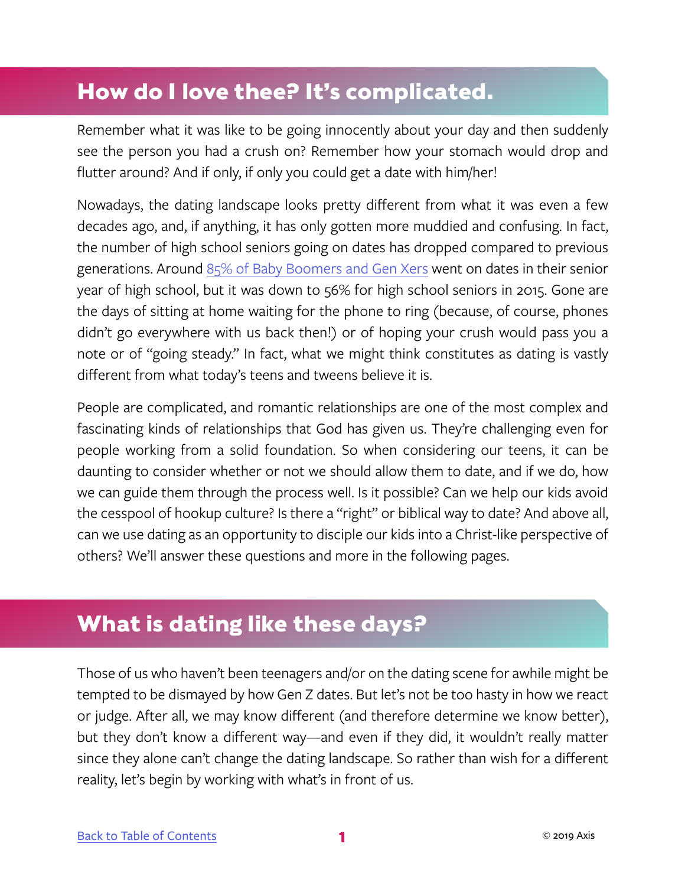## How do I love thee? It's complicated.

Remember what it was like to be going innocently about your day and then suddenly see the person you had a crush on? Remember how your stomach would drop and flutter around? And if only, if only you could get a date with him/her!

Nowadays, the dating landscape looks pretty different from what it was even a few decades ago, and, if anything, it has only gotten more muddied and confusing. In fact, the number of high school seniors going on dates has dropped compared to previous generations. Around 85% of Baby Boomers and Gen Xers went on dates in their senior year of high school, but it was down to 56% for high school seniors in 2015. Gone are the days of sitting at home waiting for the phone to ring (because, of course, phones didn't go everywhere with us back then!) or of hoping your crush would pass you a note or of "going steady." In fact, what we might think constitutes as dating is vastly different from what today's teens and tweens believe it is.

People are complicated, and romantic relationships are one of the most complex and fascinating kinds of relationships that God has given us. They're challenging even for people working from a solid foundation. So when considering our teens, it can be daunting to consider whether or not we should allow them to date, and if we do, how we can guide them through the process well. Is it possible? Can we help our kids avoid the cesspool of hookup culture? Is there a "right" or biblical way to date? And above all, can we use dating as an opportunity to disciple our kids into a Christ-like perspective of others? We'll answer these questions and more in the following pages.

## What is dating like these days?

Those of us who haven't been teenagers and/or on the dating scene for awhile might be tempted to be dismayed by how Gen Z dates. But let's not be too hasty in how we react or judge. After all, we may know different (and therefore determine we know better), but they don't know a different way—and even if they did, it wouldn't really matter since they alone can't change the dating landscape. So rather than wish for a different reality, let's begin by working with what's in front of us.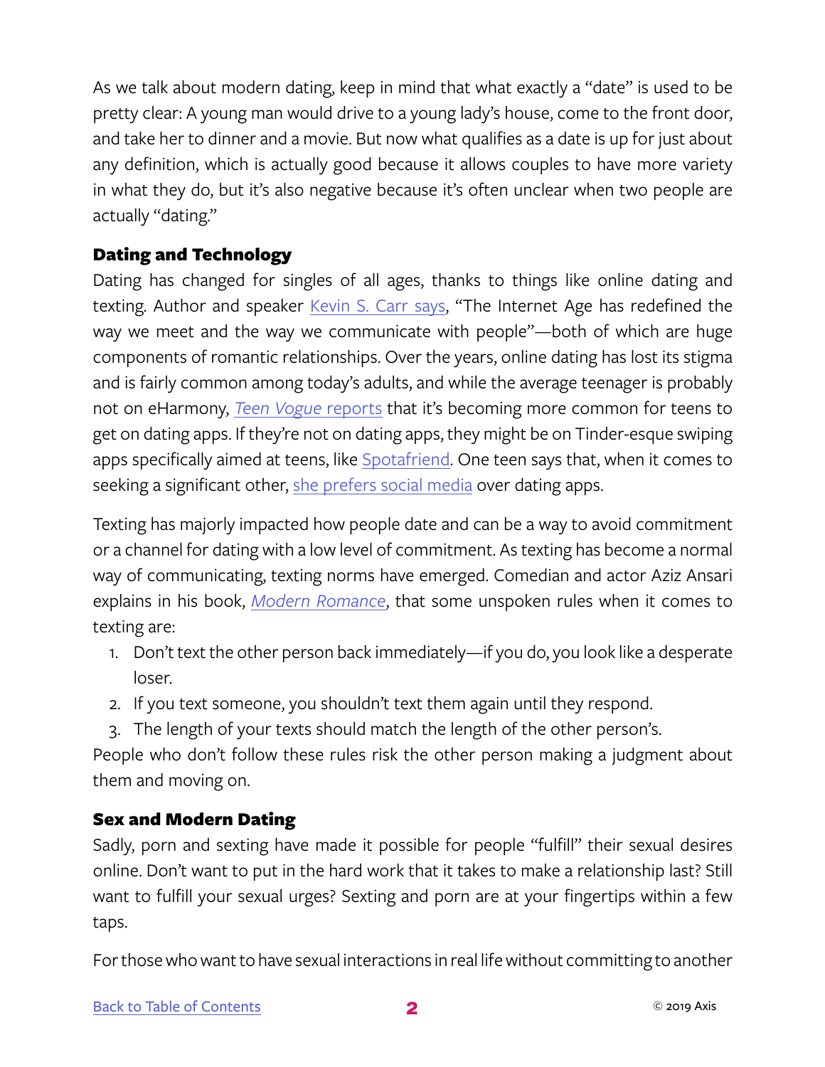As we talk about modern dating, keep in mind that what exactly a "date" is used to be pretty clear: A young man would drive to a young lady's house, come to the front door, and take her to dinner and a movie. But now what qualifies as a date is up for just about any definition, which is actually good because it allows couples to have more variety in what they do, but it's also negative because it's often unclear when two people are actually "dating."

### Dating and Technology

Dating has changed for singles of all ages, thanks to things like online dating and texting. Author and speaker Kevin S. Carr says, "The Internet Age has redefined the way we meet and the way we communicate with people"—both of which are huge components of romantic relationships. Over the years, online dating has lost its stigma and is fairly common among today's adults, and while the average teenager is probably not on eHarmony, *Teen Vogue* reports that it's becoming more common for teens to get on dating apps. If they're not on dating apps, they might be on Tinder-esque swiping apps specifically aimed at teens, like Spotafriend. One teen says that, when it comes to seeking a significant other, she prefers social media over dating apps.

Texting has majorly impacted how people date and can be a way to avoid commitment or a channel for dating with a low level of commitment. As texting has become a normal way of communicating, texting norms have emerged. Comedian and actor Aziz Ansari explains in his book, *Modern Romance*, that some unspoken rules when it comes to texting are:

1. Don't text the other person back immediately—if you do, you look like a desperate loser.
2. If you text someone, you shouldn't text them again until they respond.
3. The length of your texts should match the length of the other person's.

People who don't follow these rules risk the other person making a judgment about them and moving on.

### Sex and Modern Dating

Sadly, porn and sexting have made it possible for people "fulfill" their sexual desires online. Don't want to put in the hard work that it takes to make a relationship last? Still want to fulfill your sexual urges? Sexting and porn are at your fingertips within a few taps.

For those who want to have sexual interactions in real life without committing to another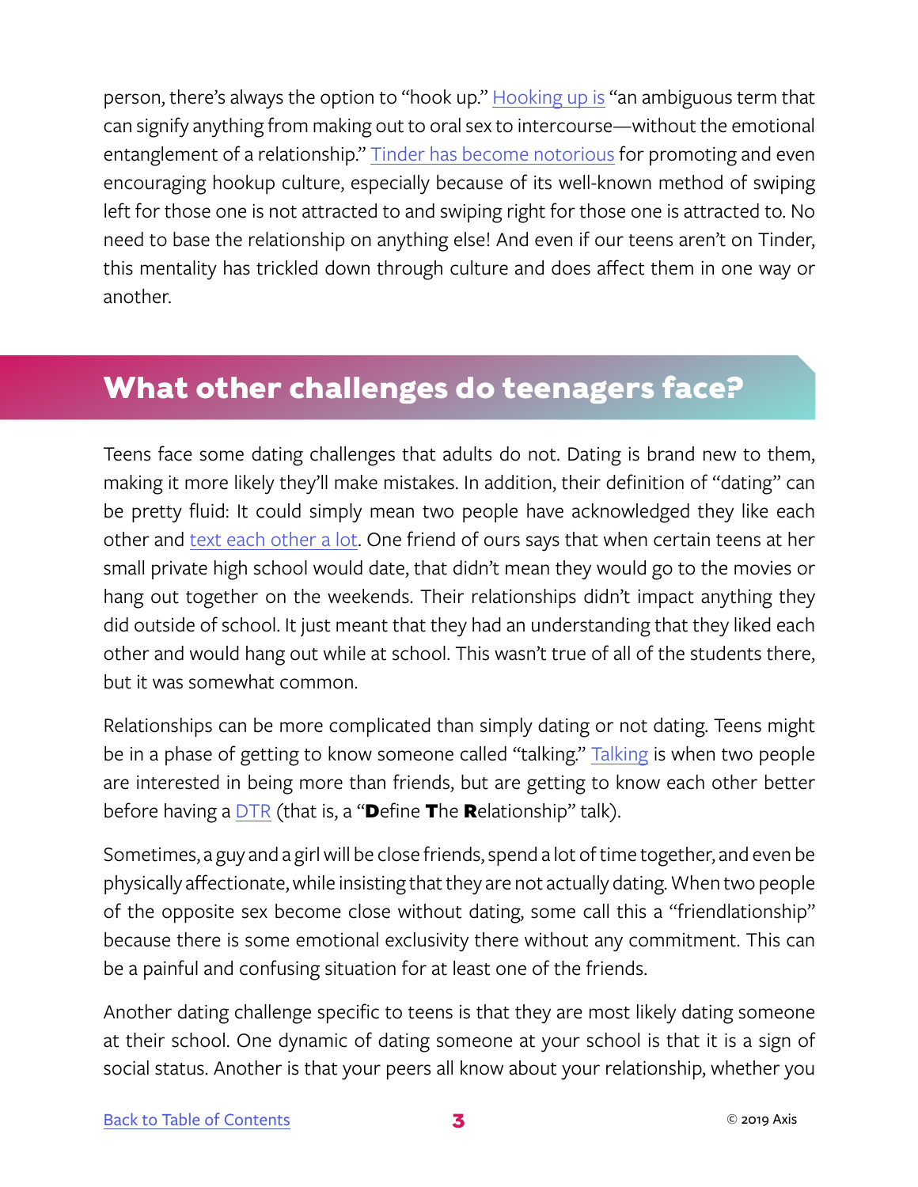person, there's always the option to "hook up." Hooking up is "an ambiguous term that can signify anything from making out to oral sex to intercourse—without the emotional entanglement of a relationship." Tinder has become notorious for promoting and even encouraging hookup culture, especially because of its well-known method of swiping left for those one is not attracted to and swiping right for those one is attracted to. No need to base the relationship on anything else! And even if our teens aren't on Tinder, this mentality has trickled down through culture and does affect them in one way or another.

## What other challenges do teenagers face?

Teens face some dating challenges that adults do not. Dating is brand new to them, making it more likely they'll make mistakes. In addition, their definition of "dating" can be pretty fluid: It could simply mean two people have acknowledged they like each other and text each other a lot. One friend of ours says that when certain teens at her small private high school would date, that didn't mean they would go to the movies or hang out together on the weekends. Their relationships didn't impact anything they did outside of school. It just meant that they had an understanding that they liked each other and would hang out while at school. This wasn't true of all of the students there, but it was somewhat common.

Relationships can be more complicated than simply dating or not dating. Teens might be in a phase of getting to know someone called "talking." Talking is when two people are interested in being more than friends, but are getting to know each other better before having a DTR (that is, a "**D**efine **T**he **R**elationship" talk).

Sometimes, a guy and a girl will be close friends, spend a lot of time together, and even be physically affectionate, while insisting that they are not actually dating. When two people of the opposite sex become close without dating, some call this a "friendlationship" because there is some emotional exclusivity there without any commitment. This can be a painful and confusing situation for at least one of the friends.

Another dating challenge specific to teens is that they are most likely dating someone at their school. One dynamic of dating someone at your school is that it is a sign of social status. Another is that your peers all know about your relationship, whether you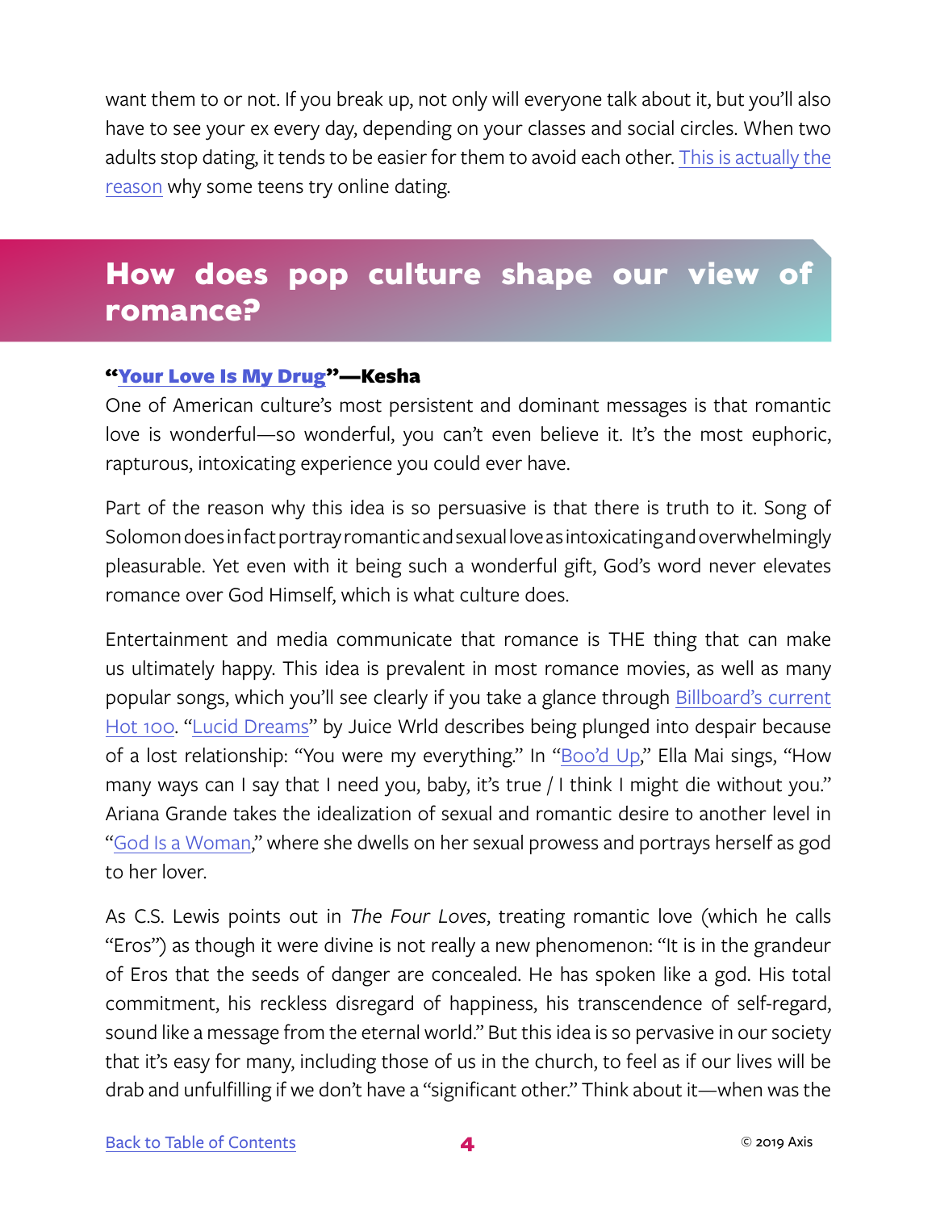want them to or not. If you break up, not only will everyone talk about it, but you'll also have to see your ex every day, depending on your classes and social circles. When two adults stop dating, it tends to be easier for them to avoid each other. This is actually the reason why some teens try online dating.

## How does pop culture shape our view of romance?

### "Your Love Is My Drug"—Kesha

One of American culture's most persistent and dominant messages is that romantic love is wonderful—so wonderful, you can't even believe it. It's the most euphoric, rapturous, intoxicating experience you could ever have.

Part of the reason why this idea is so persuasive is that there is truth to it. Song of Solomon does in fact portray romantic and sexual love as intoxicating and overwhelmingly pleasurable. Yet even with it being such a wonderful gift, God's word never elevates romance over God Himself, which is what culture does.

Entertainment and media communicate that romance is THE thing that can make us ultimately happy. This idea is prevalent in most romance movies, as well as many popular songs, which you'll see clearly if you take a glance through Billboard's current Hot 100. "Lucid Dreams" by Juice Wrld describes being plunged into despair because of a lost relationship: "You were my everything." In "Boo'd Up," Ella Mai sings, "How many ways can I say that I need you, baby, it's true / I think I might die without you." Ariana Grande takes the idealization of sexual and romantic desire to another level in "God Is a Woman," where she dwells on her sexual prowess and portrays herself as god to her lover.

As C.S. Lewis points out in *The Four Loves*, treating romantic love (which he calls "Eros") as though it were divine is not really a new phenomenon: "It is in the grandeur of Eros that the seeds of danger are concealed. He has spoken like a god. His total commitment, his reckless disregard of happiness, his transcendence of self-regard, sound like a message from the eternal world." But this idea is so pervasive in our society that it's easy for many, including those of us in the church, to feel as if our lives will be drab and unfulfilling if we don't have a "significant other." Think about it—when was the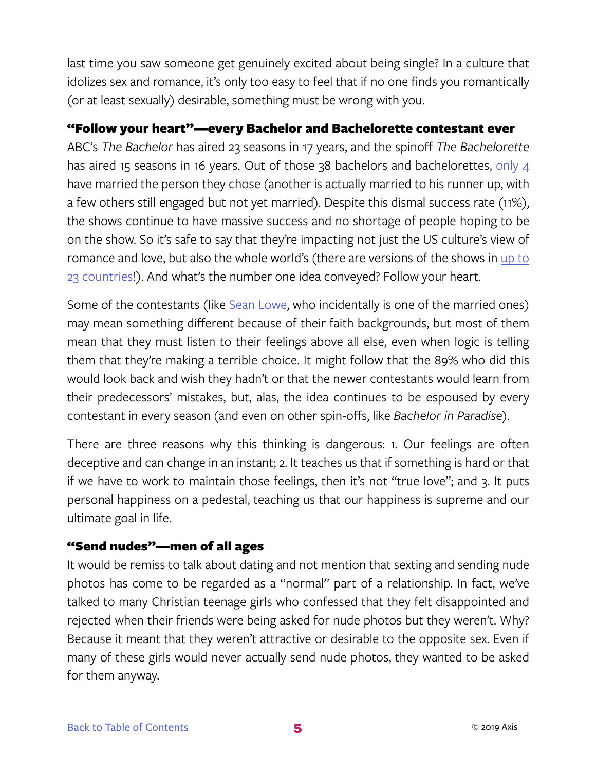last time you saw someone get genuinely excited about being single? In a culture that idolizes sex and romance, it's only too easy to feel that if no one finds you romantically (or at least sexually) desirable, something must be wrong with you.

### "Follow your heart"—every Bachelor and Bachelorette contestant ever

ABC's *The Bachelor* has aired 23 seasons in 17 years, and the spinoff *The Bachelorette* has aired 15 seasons in 16 years. Out of those 38 bachelors and bachelorettes, only 4 have married the person they chose (another is actually married to his runner up, with a few others still engaged but not yet married). Despite this dismal success rate (11%), the shows continue to have massive success and no shortage of people hoping to be on the show. So it's safe to say that they're impacting not just the US culture's view of romance and love, but also the whole world's (there are versions of the shows in up to 23 countries!). And what's the number one idea conveyed? Follow your heart.

Some of the contestants (like Sean Lowe, who incidentally is one of the married ones) may mean something different because of their faith backgrounds, but most of them mean that they must listen to their feelings above all else, even when logic is telling them that they're making a terrible choice. It might follow that the 89% who did this would look back and wish they hadn't or that the newer contestants would learn from their predecessors' mistakes, but, alas, the idea continues to be espoused by every contestant in every season (and even on other spin-offs, like *Bachelor in Paradise*).

There are three reasons why this thinking is dangerous: 1. Our feelings are often deceptive and can change in an instant; 2. It teaches us that if something is hard or that if we have to work to maintain those feelings, then it's not "true love"; and 3. It puts personal happiness on a pedestal, teaching us that our happiness is supreme and our ultimate goal in life.

### "Send nudes"—men of all ages

It would be remiss to talk about dating and not mention that sexting and sending nude photos has come to be regarded as a "normal" part of a relationship. In fact, we've talked to many Christian teenage girls who confessed that they felt disappointed and rejected when their friends were being asked for nude photos but they weren't. Why? Because it meant that they weren't attractive or desirable to the opposite sex. Even if many of these girls would never actually send nude photos, they wanted to be asked for them anyway.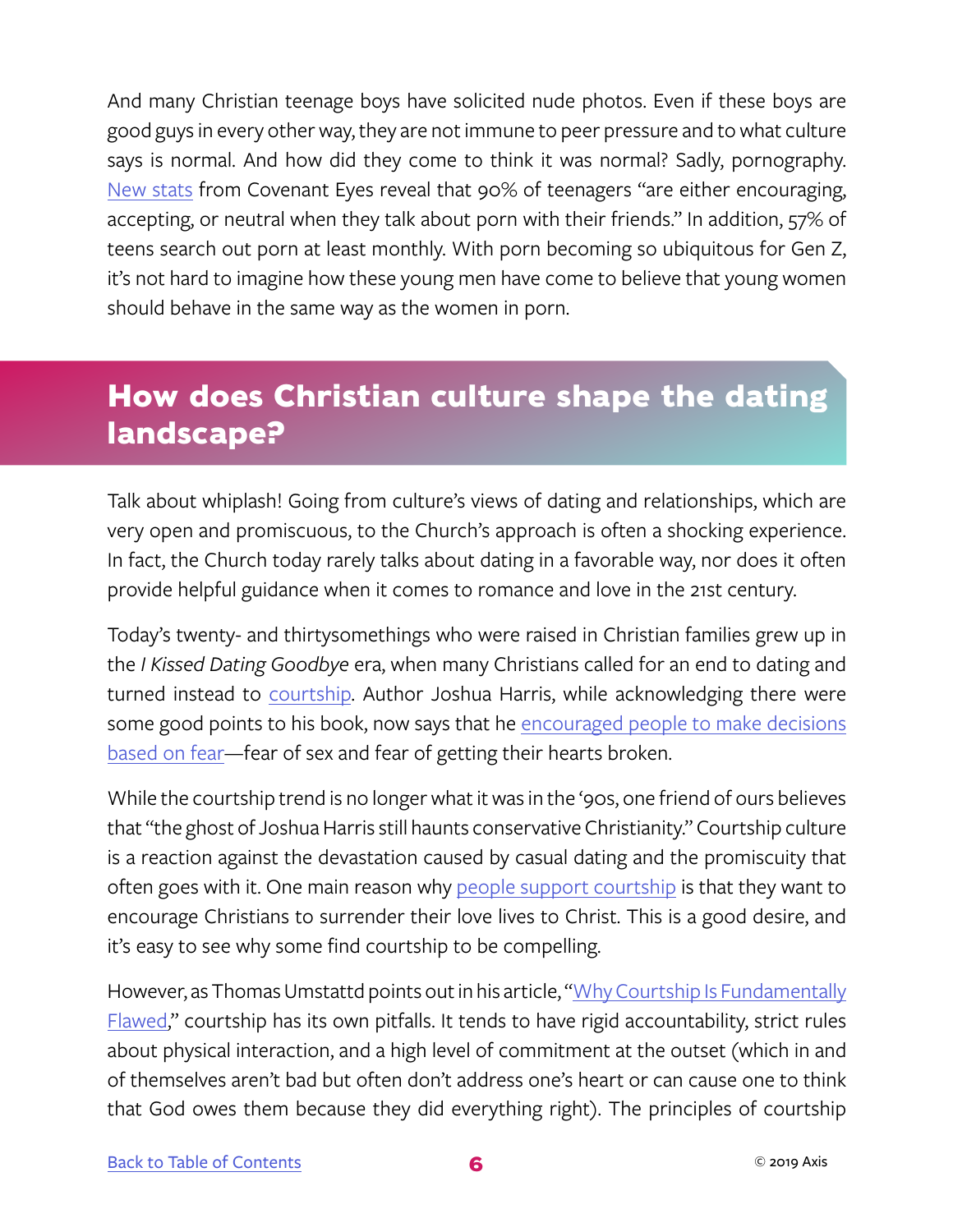And many Christian teenage boys have solicited nude photos. Even if these boys are good guys in every other way, they are not immune to peer pressure and to what culture says is normal. And how did they come to think it was normal? Sadly, pornography. New stats from Covenant Eyes reveal that 90% of teenagers "are either encouraging, accepting, or neutral when they talk about porn with their friends." In addition, 57% of teens search out porn at least monthly. With porn becoming so ubiquitous for Gen Z, it's not hard to imagine how these young men have come to believe that young women should behave in the same way as the women in porn.

## How does Christian culture shape the dating landscape?

Talk about whiplash! Going from culture's views of dating and relationships, which are very open and promiscuous, to the Church's approach is often a shocking experience. In fact, the Church today rarely talks about dating in a favorable way, nor does it often provide helpful guidance when it comes to romance and love in the 21st century.

Today's twenty- and thirtysomethings who were raised in Christian families grew up in the *I Kissed Dating Goodbye* era, when many Christians called for an end to dating and turned instead to courtship. Author Joshua Harris, while acknowledging there were some good points to his book, now says that he encouraged people to make decisions based on fear—fear of sex and fear of getting their hearts broken.

While the courtship trend is no longer what it was in the '90s, one friend of ours believes that "the ghost of Joshua Harris still haunts conservative Christianity." Courtship culture is a reaction against the devastation caused by casual dating and the promiscuity that often goes with it. One main reason why people support courtship is that they want to encourage Christians to surrender their love lives to Christ. This is a good desire, and it's easy to see why some find courtship to be compelling.

However, as Thomas Umstattd points out in his article, "Why Courtship Is Fundamentally Flawed," courtship has its own pitfalls. It tends to have rigid accountability, strict rules about physical interaction, and a high level of commitment at the outset (which in and of themselves aren't bad but often don't address one's heart or can cause one to think that God owes them because they did everything right). The principles of courtship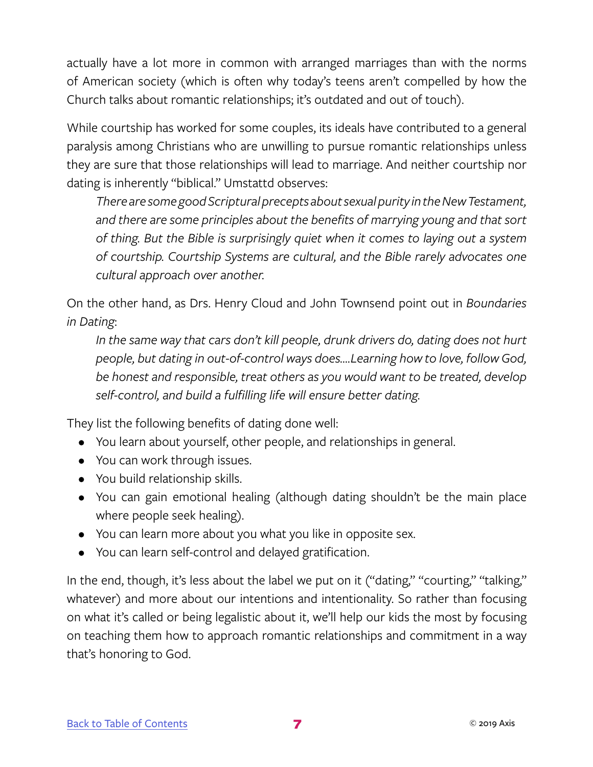actually have a lot more in common with arranged marriages than with the norms of American society (which is often why today's teens aren't compelled by how the Church talks about romantic relationships; it's outdated and out of touch).

While courtship has worked for some couples, its ideals have contributed to a general paralysis among Christians who are unwilling to pursue romantic relationships unless they are sure that those relationships will lead to marriage. And neither courtship nor dating is inherently "biblical." Umstattd observes:

> *There are some good Scriptural precepts about sexual purity in the New Testament, and there are some principles about the benefits of marrying young and that sort of thing. But the Bible is surprisingly quiet when it comes to laying out a system of courtship. Courtship Systems are cultural, and the Bible rarely advocates one cultural approach over another.*

On the other hand, as Drs. Henry Cloud and John Townsend point out in *Boundaries in Dating*:

> *In the same way that cars don't kill people, drunk drivers do, dating does not hurt people, but dating in out-of-control ways does....Learning how to love, follow God, be honest and responsible, treat others as you would want to be treated, develop self-control, and build a fulfilling life will ensure better dating.*

They list the following benefits of dating done well:

- You learn about yourself, other people, and relationships in general.
- You can work through issues.
- You build relationship skills.
- You can gain emotional healing (although dating shouldn't be the main place where people seek healing).
- You can learn more about you what you like in opposite sex.
- You can learn self-control and delayed gratification.

In the end, though, it's less about the label we put on it ("dating," "courting," "talking," whatever) and more about our intentions and intentionality. So rather than focusing on what it's called or being legalistic about it, we'll help our kids the most by focusing on teaching them how to approach romantic relationships and commitment in a way that's honoring to God.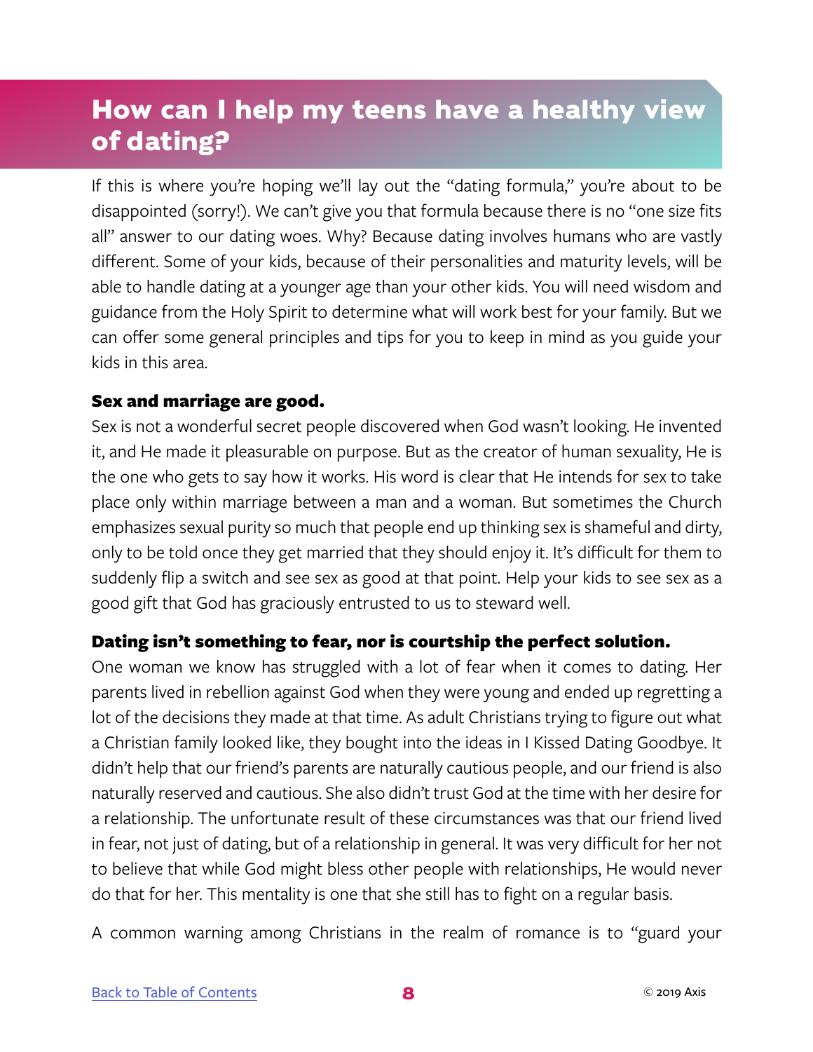## How can I help my teens have a healthy view of dating?

If this is where you're hoping we'll lay out the "dating formula," you're about to be disappointed (sorry!). We can't give you that formula because there is no "one size fits all" answer to our dating woes. Why? Because dating involves humans who are vastly different. Some of your kids, because of their personalities and maturity levels, will be able to handle dating at a younger age than your other kids. You will need wisdom and guidance from the Holy Spirit to determine what will work best for your family. But we can offer some general principles and tips for you to keep in mind as you guide your kids in this area.

**Sex and marriage are good.**

Sex is not a wonderful secret people discovered when God wasn't looking. He invented it, and He made it pleasurable on purpose. But as the creator of human sexuality, He is the one who gets to say how it works. His word is clear that He intends for sex to take place only within marriage between a man and a woman. But sometimes the Church emphasizes sexual purity so much that people end up thinking sex is shameful and dirty, only to be told once they get married that they should enjoy it. It's difficult for them to suddenly flip a switch and see sex as good at that point. Help your kids to see sex as a good gift that God has graciously entrusted to us to steward well.

**Dating isn't something to fear, nor is courtship the perfect solution.**

One woman we know has struggled with a lot of fear when it comes to dating. Her parents lived in rebellion against God when they were young and ended up regretting a lot of the decisions they made at that time. As adult Christians trying to figure out what a Christian family looked like, they bought into the ideas in I Kissed Dating Goodbye. It didn't help that our friend's parents are naturally cautious people, and our friend is also naturally reserved and cautious. She also didn't trust God at the time with her desire for a relationship. The unfortunate result of these circumstances was that our friend lived in fear, not just of dating, but of a relationship in general. It was very difficult for her not to believe that while God might bless other people with relationships, He would never do that for her. This mentality is one that she still has to fight on a regular basis.

A common warning among Christians in the realm of romance is to "guard your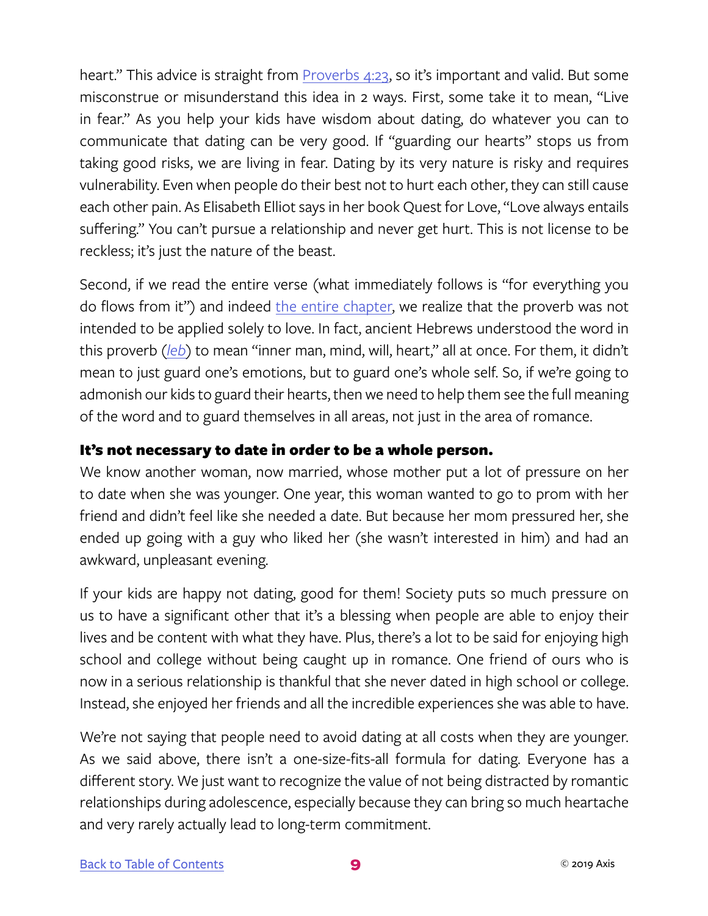heart." This advice is straight from [Proverbs 4:23](), so it's important and valid. But some misconstrue or misunderstand this idea in 2 ways. First, some take it to mean, "Live in fear." As you help your kids have wisdom about dating, do whatever you can to communicate that dating can be very good. If "guarding our hearts" stops us from taking good risks, we are living in fear. Dating by its very nature is risky and requires vulnerability. Even when people do their best not to hurt each other, they can still cause each other pain. As Elisabeth Elliot says in her book Quest for Love, "Love always entails suffering." You can't pursue a relationship and never get hurt. This is not license to be reckless; it's just the nature of the beast.

Second, if we read the entire verse (what immediately follows is "for everything you do flows from it") and indeed [the entire chapter](), we realize that the proverb was not intended to be applied solely to love. In fact, ancient Hebrews understood the word in this proverb ([*leb*]()) to mean "inner man, mind, will, heart," all at once. For them, it didn't mean to just guard one's emotions, but to guard one's whole self. So, if we're going to admonish our kids to guard their hearts, then we need to help them see the full meaning of the word and to guard themselves in all areas, not just in the area of romance.

### It's not necessary to date in order to be a whole person.

We know another woman, now married, whose mother put a lot of pressure on her to date when she was younger. One year, this woman wanted to go to prom with her friend and didn't feel like she needed a date. But because her mom pressured her, she ended up going with a guy who liked her (she wasn't interested in him) and had an awkward, unpleasant evening.

If your kids are happy not dating, good for them! Society puts so much pressure on us to have a significant other that it's a blessing when people are able to enjoy their lives and be content with what they have. Plus, there's a lot to be said for enjoying high school and college without being caught up in romance. One friend of ours who is now in a serious relationship is thankful that she never dated in high school or college. Instead, she enjoyed her friends and all the incredible experiences she was able to have.

We're not saying that people need to avoid dating at all costs when they are younger. As we said above, there isn't a one-size-fits-all formula for dating. Everyone has a different story. We just want to recognize the value of not being distracted by romantic relationships during adolescence, especially because they can bring so much heartache and very rarely actually lead to long-term commitment.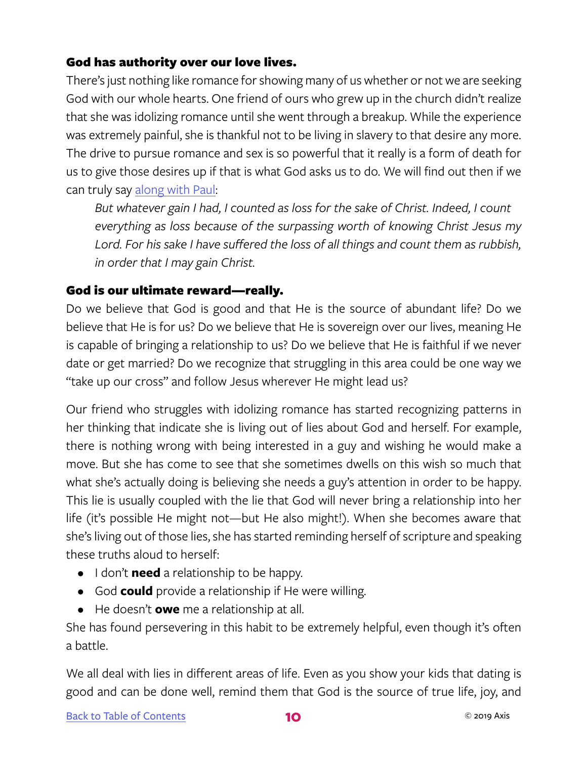### God has authority over our love lives.

There's just nothing like romance for showing many of us whether or not we are seeking God with our whole hearts. One friend of ours who grew up in the church didn't realize that she was idolizing romance until she went through a breakup. While the experience was extremely painful, she is thankful not to be living in slavery to that desire any more. The drive to pursue romance and sex is so powerful that it really is a form of death for us to give those desires up if that is what God asks us to do. We will find out then if we can truly say along with Paul:

> *But whatever gain I had, I counted as loss for the sake of Christ. Indeed, I count everything as loss because of the surpassing worth of knowing Christ Jesus my Lord. For his sake I have suffered the loss of all things and count them as rubbish, in order that I may gain Christ.*

### God is our ultimate reward—really.

Do we believe that God is good and that He is the source of abundant life? Do we believe that He is for us? Do we believe that He is sovereign over our lives, meaning He is capable of bringing a relationship to us? Do we believe that He is faithful if we never date or get married? Do we recognize that struggling in this area could be one way we "take up our cross" and follow Jesus wherever He might lead us?

Our friend who struggles with idolizing romance has started recognizing patterns in her thinking that indicate she is living out of lies about God and herself. For example, there is nothing wrong with being interested in a guy and wishing he would make a move. But she has come to see that she sometimes dwells on this wish so much that what she's actually doing is believing she needs a guy's attention in order to be happy. This lie is usually coupled with the lie that God will never bring a relationship into her life (it's possible He might not—but He also might!). When she becomes aware that she's living out of those lies, she has started reminding herself of scripture and speaking these truths aloud to herself:

- I don't **need** a relationship to be happy.
- God **could** provide a relationship if He were willing.
- He doesn't **owe** me a relationship at all.

She has found persevering in this habit to be extremely helpful, even though it's often a battle.

We all deal with lies in different areas of life. Even as you show your kids that dating is good and can be done well, remind them that God is the source of true life, joy, and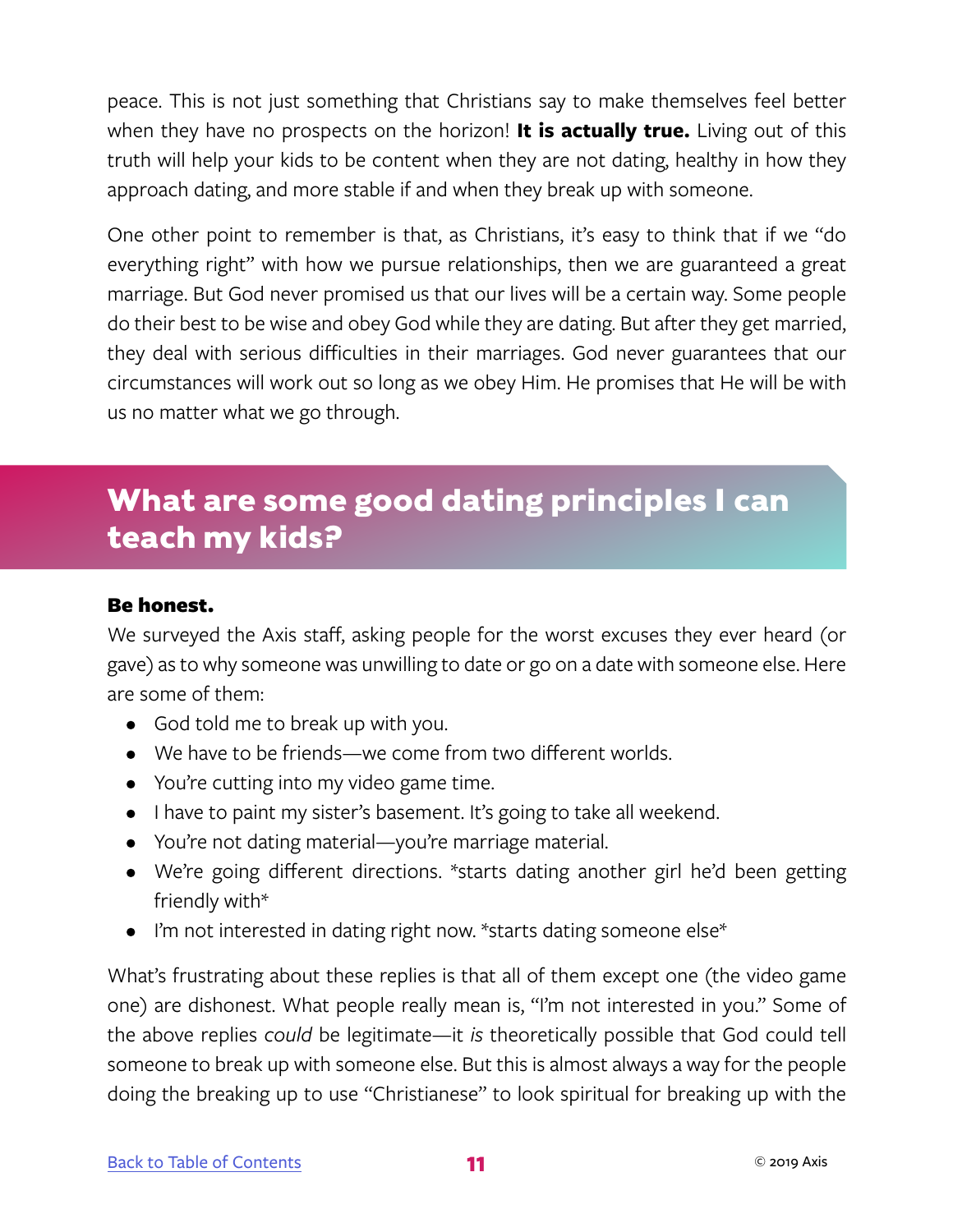peace. This is not just something that Christians say to make themselves feel better when they have no prospects on the horizon! **It is actually true.** Living out of this truth will help your kids to be content when they are not dating, healthy in how they approach dating, and more stable if and when they break up with someone.

One other point to remember is that, as Christians, it's easy to think that if we "do everything right" with how we pursue relationships, then we are guaranteed a great marriage. But God never promised us that our lives will be a certain way. Some people do their best to be wise and obey God while they are dating. But after they get married, they deal with serious difficulties in their marriages. God never guarantees that our circumstances will work out so long as we obey Him. He promises that He will be with us no matter what we go through.

## What are some good dating principles I can teach my kids?

**Be honest.**

We surveyed the Axis staff, asking people for the worst excuses they ever heard (or gave) as to why someone was unwilling to date or go on a date with someone else. Here are some of them:

- God told me to break up with you.
- We have to be friends—we come from two different worlds.
- You're cutting into my video game time.
- I have to paint my sister's basement. It's going to take all weekend.
- You're not dating material—you're marriage material.
- We're going different directions. *starts dating another girl he'd been getting friendly with*
- I'm not interested in dating right now. *starts dating someone else*

What's frustrating about these replies is that all of them except one (the video game one) are dishonest. What people really mean is, "I'm not interested in you." Some of the above replies *could* be legitimate—it *is* theoretically possible that God could tell someone to break up with someone else. But this is almost always a way for the people doing the breaking up to use "Christianese" to look spiritual for breaking up with the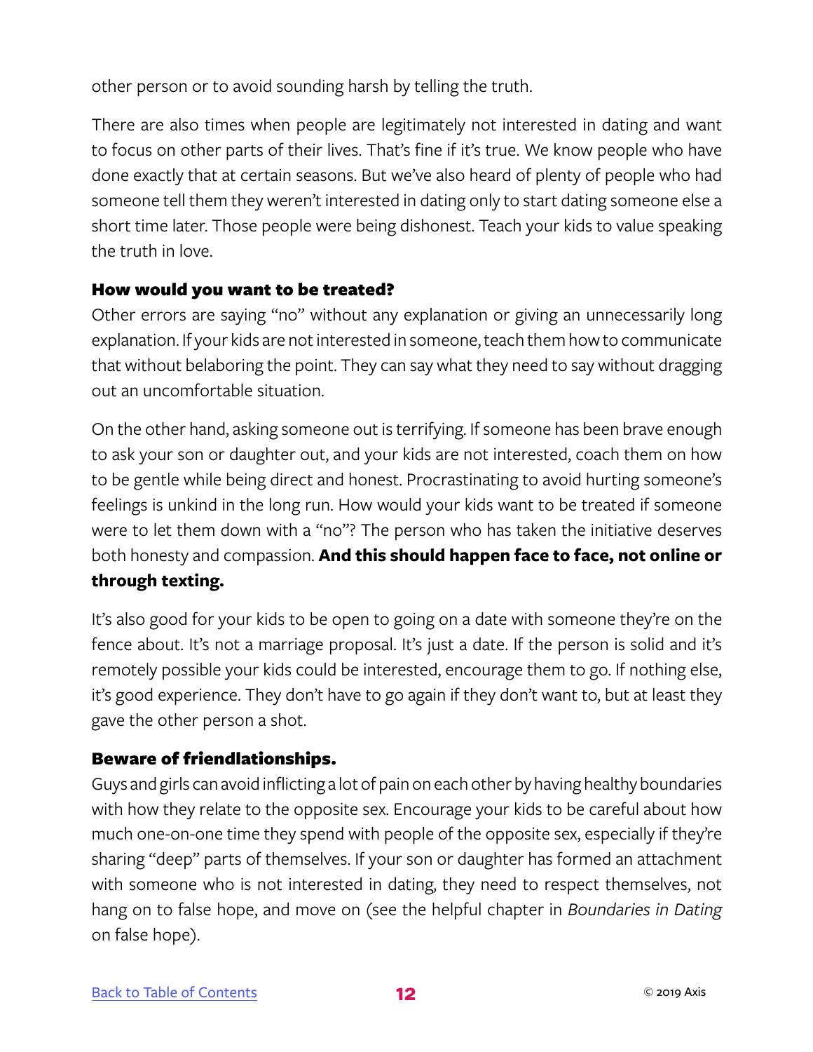other person or to avoid sounding harsh by telling the truth.

There are also times when people are legitimately not interested in dating and want to focus on other parts of their lives. That's fine if it's true. We know people who have done exactly that at certain seasons. But we've also heard of plenty of people who had someone tell them they weren't interested in dating only to start dating someone else a short time later. Those people were being dishonest. Teach your kids to value speaking the truth in love.

### How would you want to be treated?

Other errors are saying "no" without any explanation or giving an unnecessarily long explanation. If your kids are not interested in someone, teach them how to communicate that without belaboring the point. They can say what they need to say without dragging out an uncomfortable situation.

On the other hand, asking someone out is terrifying. If someone has been brave enough to ask your son or daughter out, and your kids are not interested, coach them on how to be gentle while being direct and honest. Procrastinating to avoid hurting someone's feelings is unkind in the long run. How would your kids want to be treated if someone were to let them down with a "no"? The person who has taken the initiative deserves both honesty and compassion. **And this should happen face to face, not online or through texting.**

It's also good for your kids to be open to going on a date with someone they're on the fence about. It's not a marriage proposal. It's just a date. If the person is solid and it's remotely possible your kids could be interested, encourage them to go. If nothing else, it's good experience. They don't have to go again if they don't want to, but at least they gave the other person a shot.

### Beware of friendlationships.

Guys and girls can avoid inflicting a lot of pain on each other by having healthy boundaries with how they relate to the opposite sex. Encourage your kids to be careful about how much one-on-one time they spend with people of the opposite sex, especially if they're sharing "deep" parts of themselves. If your son or daughter has formed an attachment with someone who is not interested in dating, they need to respect themselves, not hang on to false hope, and move on (see the helpful chapter in *Boundaries in Dating* on false hope).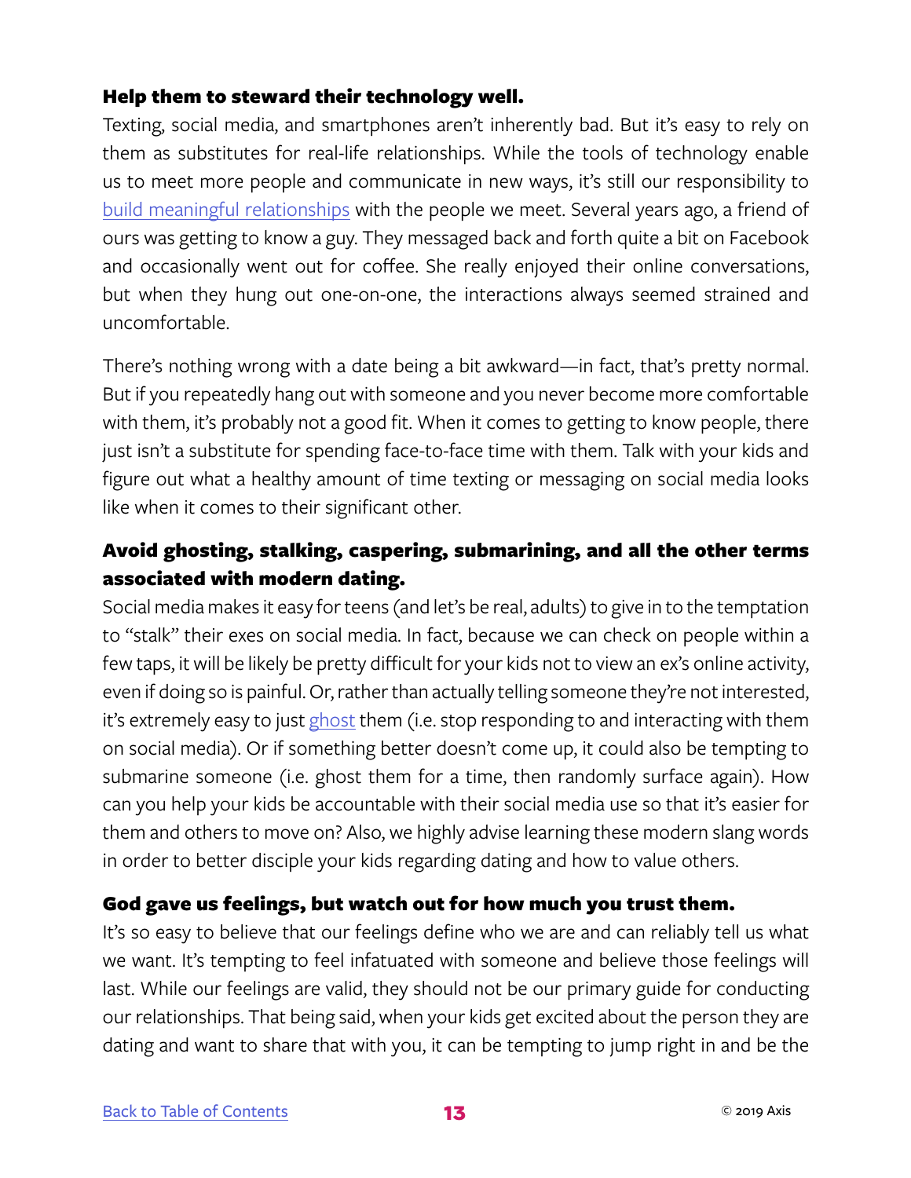**Help them to steward their technology well.**

Texting, social media, and smartphones aren't inherently bad. But it's easy to rely on them as substitutes for real-life relationships. While the tools of technology enable us to meet more people and communicate in new ways, it's still our responsibility to build meaningful relationships with the people we meet. Several years ago, a friend of ours was getting to know a guy. They messaged back and forth quite a bit on Facebook and occasionally went out for coffee. She really enjoyed their online conversations, but when they hung out one-on-one, the interactions always seemed strained and uncomfortable.

There's nothing wrong with a date being a bit awkward—in fact, that's pretty normal. But if you repeatedly hang out with someone and you never become more comfortable with them, it's probably not a good fit. When it comes to getting to know people, there just isn't a substitute for spending face-to-face time with them. Talk with your kids and figure out what a healthy amount of time texting or messaging on social media looks like when it comes to their significant other.

**Avoid ghosting, stalking, caspering, submarining, and all the other terms associated with modern dating.**

Social media makes it easy for teens (and let's be real, adults) to give in to the temptation to "stalk" their exes on social media. In fact, because we can check on people within a few taps, it will be likely be pretty difficult for your kids not to view an ex's online activity, even if doing so is painful. Or, rather than actually telling someone they're not interested, it's extremely easy to just ghost them (i.e. stop responding to and interacting with them on social media). Or if something better doesn't come up, it could also be tempting to submarine someone (i.e. ghost them for a time, then randomly surface again). How can you help your kids be accountable with their social media use so that it's easier for them and others to move on? Also, we highly advise learning these modern slang words in order to better disciple your kids regarding dating and how to value others.

**God gave us feelings, but watch out for how much you trust them.**

It's so easy to believe that our feelings define who we are and can reliably tell us what we want. It's tempting to feel infatuated with someone and believe those feelings will last. While our feelings are valid, they should not be our primary guide for conducting our relationships. That being said, when your kids get excited about the person they are dating and want to share that with you, it can be tempting to jump right in and be the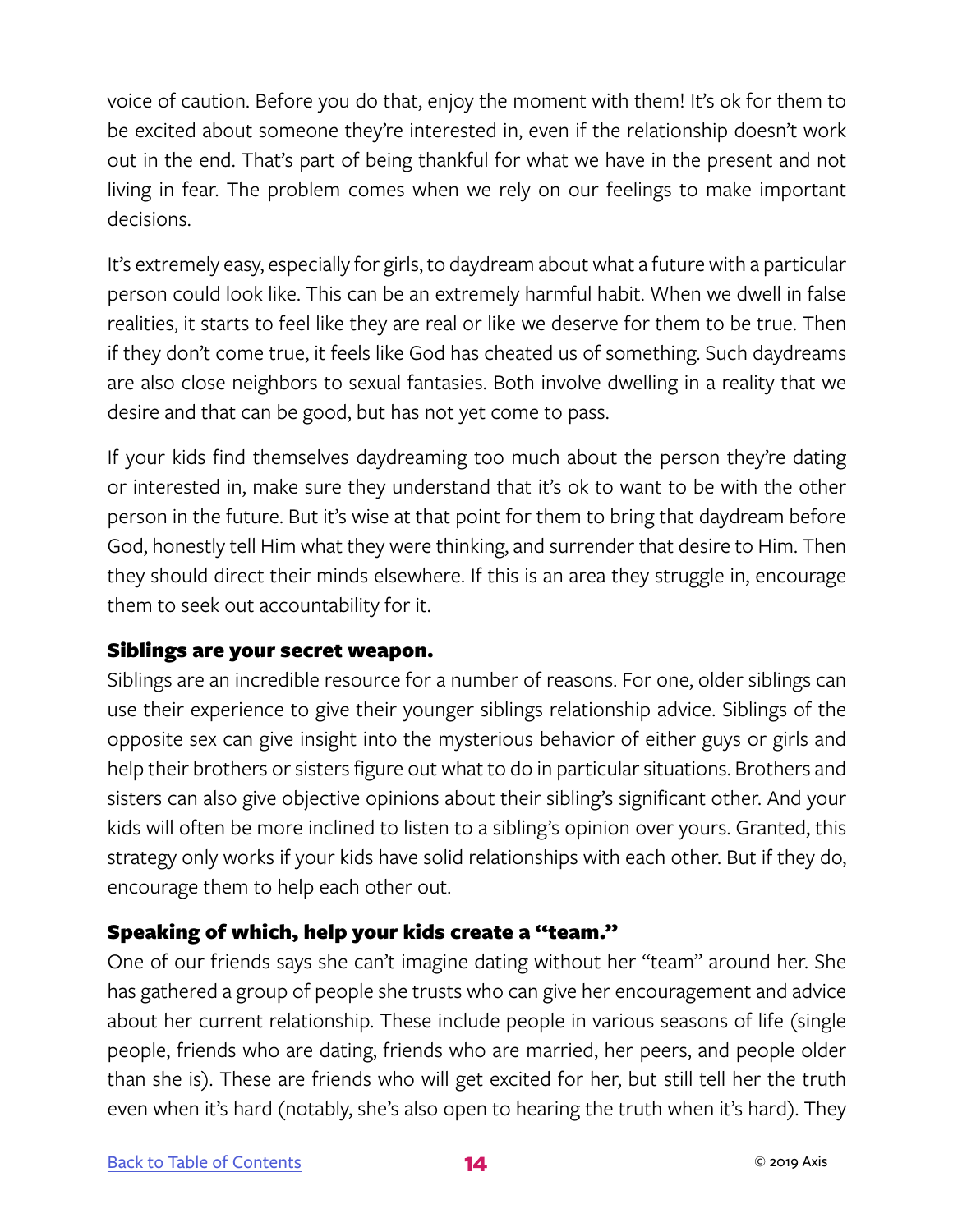voice of caution. Before you do that, enjoy the moment with them! It's ok for them to be excited about someone they're interested in, even if the relationship doesn't work out in the end. That's part of being thankful for what we have in the present and not living in fear. The problem comes when we rely on our feelings to make important decisions.

It's extremely easy, especially for girls, to daydream about what a future with a particular person could look like. This can be an extremely harmful habit. When we dwell in false realities, it starts to feel like they are real or like we deserve for them to be true. Then if they don't come true, it feels like God has cheated us of something. Such daydreams are also close neighbors to sexual fantasies. Both involve dwelling in a reality that we desire and that can be good, but has not yet come to pass.

If your kids find themselves daydreaming too much about the person they're dating or interested in, make sure they understand that it's ok to want to be with the other person in the future. But it's wise at that point for them to bring that daydream before God, honestly tell Him what they were thinking, and surrender that desire to Him. Then they should direct their minds elsewhere. If this is an area they struggle in, encourage them to seek out accountability for it.

### Siblings are your secret weapon.

Siblings are an incredible resource for a number of reasons. For one, older siblings can use their experience to give their younger siblings relationship advice. Siblings of the opposite sex can give insight into the mysterious behavior of either guys or girls and help their brothers or sisters figure out what to do in particular situations. Brothers and sisters can also give objective opinions about their sibling's significant other. And your kids will often be more inclined to listen to a sibling's opinion over yours. Granted, this strategy only works if your kids have solid relationships with each other. But if they do, encourage them to help each other out.

### Speaking of which, help your kids create a "team."

One of our friends says she can't imagine dating without her "team" around her. She has gathered a group of people she trusts who can give her encouragement and advice about her current relationship. These include people in various seasons of life (single people, friends who are dating, friends who are married, her peers, and people older than she is). These are friends who will get excited for her, but still tell her the truth even when it's hard (notably, she's also open to hearing the truth when it's hard). They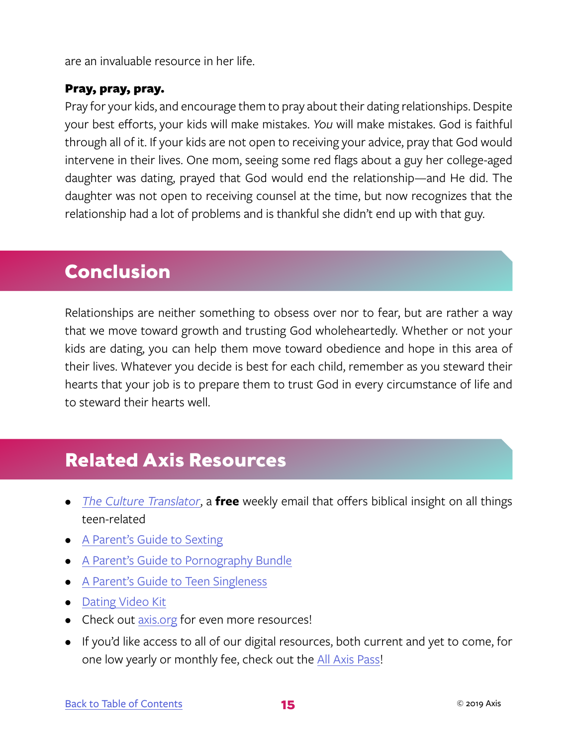are an invaluable resource in her life.

**Pray, pray, pray.**

Pray for your kids, and encourage them to pray about their dating relationships. Despite your best efforts, your kids will make mistakes. *You* will make mistakes. God is faithful through all of it. If your kids are not open to receiving your advice, pray that God would intervene in their lives. One mom, seeing some red flags about a guy her college-aged daughter was dating, prayed that God would end the relationship—and He did. The daughter was not open to receiving counsel at the time, but now recognizes that the relationship had a lot of problems and is thankful she didn't end up with that guy.

## Conclusion

Relationships are neither something to obsess over nor to fear, but are rather a way that we move toward growth and trusting God wholeheartedly. Whether or not your kids are dating, you can help them move toward obedience and hope in this area of their lives. Whatever you decide is best for each child, remember as you steward their hearts that your job is to prepare them to trust God in every circumstance of life and to steward their hearts well.

## Related Axis Resources

- *The Culture Translator*, a **free** weekly email that offers biblical insight on all things teen-related
- A Parent's Guide to Sexting
- A Parent's Guide to Pornography Bundle
- A Parent's Guide to Teen Singleness
- Dating Video Kit
- Check out axis.org for even more resources!
- If you'd like access to all of our digital resources, both current and yet to come, for one low yearly or monthly fee, check out the All Axis Pass!

Back to Table of Contents

© 2019 Axis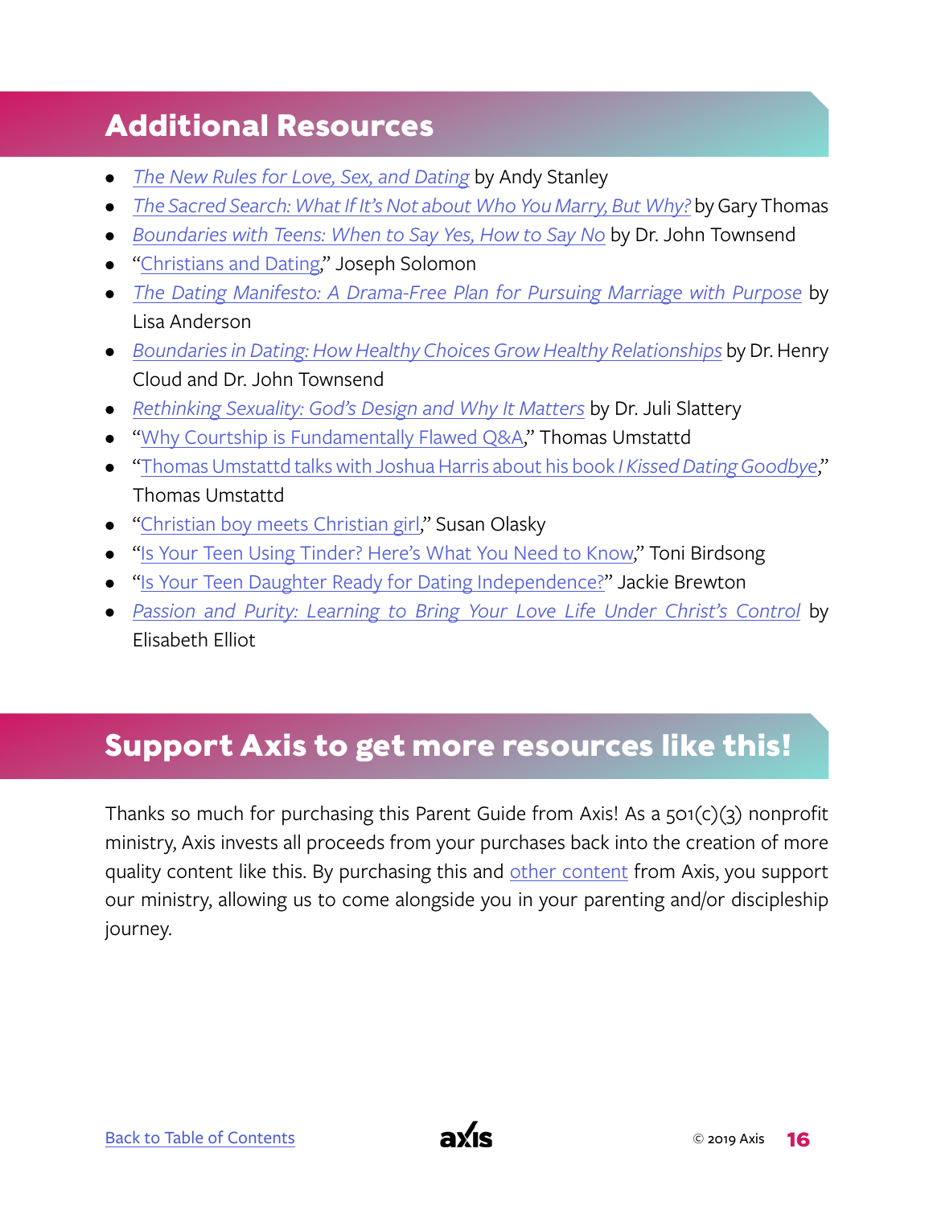## Additional Resources

- *The New Rules for Love, Sex, and Dating* by Andy Stanley
- *The Sacred Search: What If It's Not about Who You Marry, But Why?* by Gary Thomas
- *Boundaries with Teens: When to Say Yes, How to Say No* by Dr. John Townsend
- "Christians and Dating," Joseph Solomon
- *The Dating Manifesto: A Drama-Free Plan for Pursuing Marriage with Purpose* by Lisa Anderson
- *Boundaries in Dating: How Healthy Choices Grow Healthy Relationships* by Dr. Henry Cloud and Dr. John Townsend
- *Rethinking Sexuality: God's Design and Why It Matters* by Dr. Juli Slattery
- "Why Courtship is Fundamentally Flawed Q&A," Thomas Umstattd
- "Thomas Umstattd talks with Joshua Harris about his book *I Kissed Dating Goodbye*," Thomas Umstattd
- "Christian boy meets Christian girl," Susan Olasky
- "Is Your Teen Using Tinder? Here's What You Need to Know," Toni Birdsong
- "Is Your Teen Daughter Ready for Dating Independence?" Jackie Brewton
- *Passion and Purity: Learning to Bring Your Love Life Under Christ's Control* by Elisabeth Elliot

## Support Axis to get more resources like this!

Thanks so much for purchasing this Parent Guide from Axis! As a 501(c)(3) nonprofit ministry, Axis invests all proceeds from your purchases back into the creation of more quality content like this. By purchasing this and other content from Axis, you support our ministry, allowing us to come alongside you in your parenting and/or discipleship journey.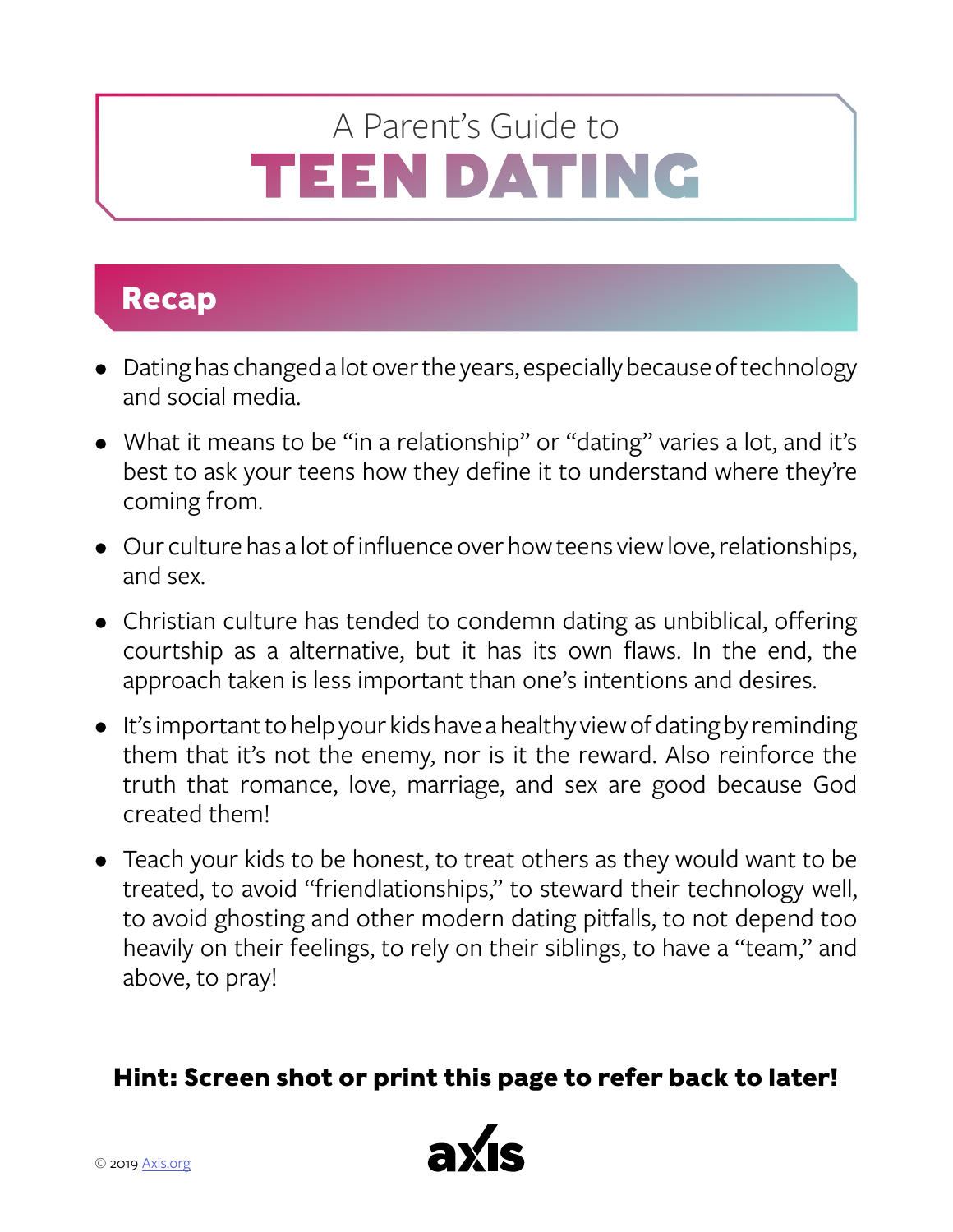# A Parent's Guide to TEEN DATING

## Recap

- Dating has changed a lot over the years, especially because of technology and social media.
- What it means to be "in a relationship" or "dating" varies a lot, and it's best to ask your teens how they define it to understand where they're coming from.
- Our culture has a lot of influence over how teens view love, relationships, and sex.
- Christian culture has tended to condemn dating as unbiblical, offering courtship as a alternative, but it has its own flaws. In the end, the approach taken is less important than one's intentions and desires.
- It's important to help your kids have a healthy view of dating by reminding them that it's not the enemy, nor is it the reward. Also reinforce the truth that romance, love, marriage, and sex are good because God created them!
- Teach your kids to be honest, to treat others as they would want to be treated, to avoid "friendlationships," to steward their technology well, to avoid ghosting and other modern dating pitfalls, to not depend too heavily on their feelings, to rely on their siblings, to have a "team," and above, to pray!

**Hint: Screen shot or print this page to refer back to later!**

© 2019 Axis.org

axis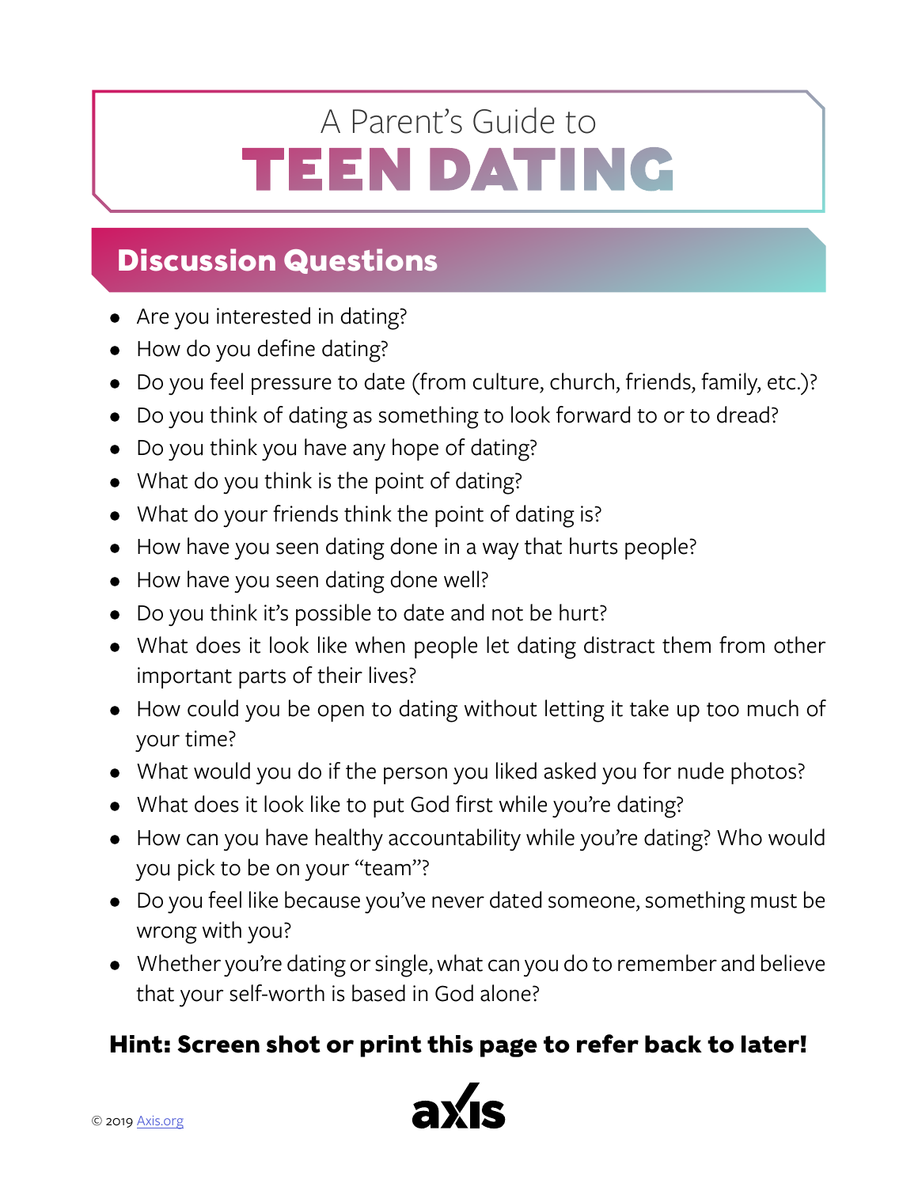# A Parent's Guide to TEEN DATING

## Discussion Questions

- Are you interested in dating?
- How do you define dating?
- Do you feel pressure to date (from culture, church, friends, family, etc.)?
- Do you think of dating as something to look forward to or to dread?
- Do you think you have any hope of dating?
- What do you think is the point of dating?
- What do your friends think the point of dating is?
- How have you seen dating done in a way that hurts people?
- How have you seen dating done well?
- Do you think it's possible to date and not be hurt?
- What does it look like when people let dating distract them from other important parts of their lives?
- How could you be open to dating without letting it take up too much of your time?
- What would you do if the person you liked asked you for nude photos?
- What does it look like to put God first while you're dating?
- How can you have healthy accountability while you're dating? Who would you pick to be on your "team"?
- Do you feel like because you've never dated someone, something must be wrong with you?
- Whether you're dating or single, what can you do to remember and believe that your self-worth is based in God alone?

**Hint: Screen shot or print this page to refer back to later!**

© 2019 Axis.org

axis